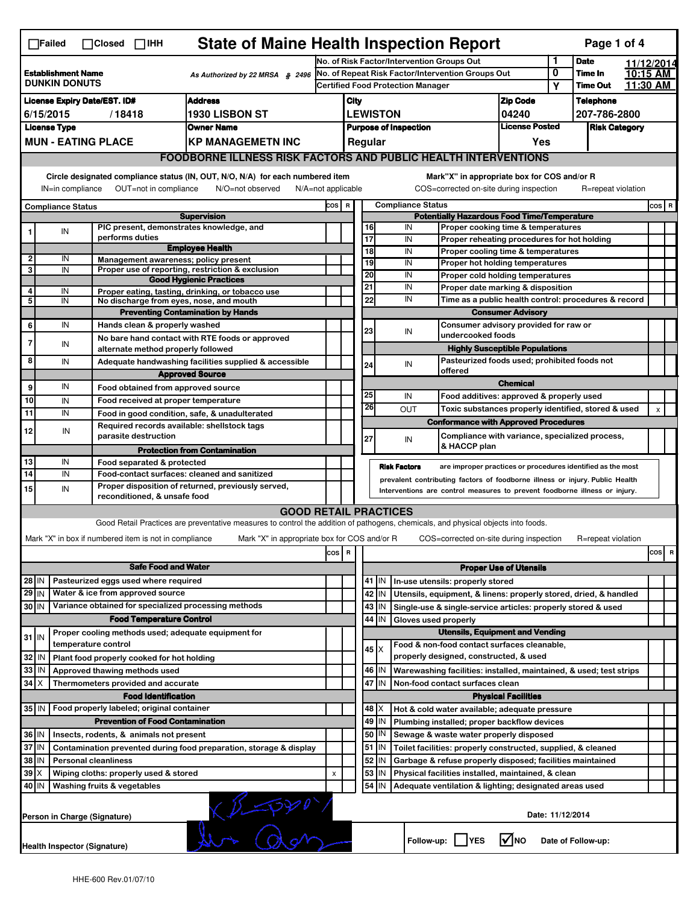☐Failed ☐Closed ☐IHH

# State of Maine Health Inspection Report

| | | |
|---|---|---|
| **Establishment Name** DUNKIN DONUTS | As Authorized by 22 MRSA § 2496 | No. of Risk Factor/Intervention Groups Out: 1 |
| | | No. of Repeat Risk Factor/Intervention Groups Out: 0 |
| | | Certified Food Protection Manager: Y |

**Date** 11/12/2014 **Time In** 10:15 AM **Time Out** 11:30 AM

| License Expiry Date/EST. ID# | Address | City | Zip Code | Telephone |
|---|---|---|---|---|
| 6/15/2015 / 18418 | 1930 LISBON ST | LEWISTON | 04240 | 207-786-2800 |

| License Type | Owner Name | Purpose of Inspection | License Posted | Risk Category |
|---|---|---|---|---|
| MUN - EATING PLACE | KP MANAGEMETN INC | Regular | Yes | |

## FOODBORNE ILLNESS RISK FACTORS AND PUBLIC HEALTH INTERVENTIONS

Circle designated compliance status (IN, OUT, N/O, N/A) for each numbered item
IN=in compliance OUT=not in compliance N/O=not observed N/A=not applicable

Mark"X" in appropriate box for COS and/or R
COS=corrected on-site during inspection R=repeat violation

| # | Compliance Status | | COS | R |
|---|---|---|---|---|
| | | **Supervision** | | |
| 1 | IN | PIC present, demonstrates knowledge, and performs duties | | |
| | | **Employee Health** | | |
| 2 | IN | Management awareness; policy present | | |
| 3 | IN | Proper use of reporting, restriction & exclusion | | |
| | | **Good Hygienic Practices** | | |
| 4 | IN | Proper eating, tasting, drinking, or tobacco use | | |
| 5 | IN | No discharge from eyes, nose, and mouth | | |
| | | **Preventing Contamination by Hands** | | |
| 6 | IN | Hands clean & properly washed | | |
| 7 | IN | No bare hand contact with RTE foods or approved alternate method properly followed | | |
| 8 | IN | Adequate handwashing facilities supplied & accessible | | |
| | | **Approved Source** | | |
| 9 | IN | Food obtained from approved source | | |
| 10 | IN | Food received at proper temperature | | |
| 11 | IN | Food in good condition, safe, & unadulterated | | |
| 12 | IN | Required records available: shellstock tags parasite destruction | | |
| | | **Protection from Contamination** | | |
| 13 | IN | Food separated & protected | | |
| 14 | IN | Food-contact surfaces: cleaned and sanitized | | |
| 15 | IN | Proper disposition of returned, previously served, reconditioned, & unsafe food | | |
| | | **Potentially Hazardous Food Time/Temperature** | | |
| 16 | IN | Proper cooking time & temperatures | | |
| 17 | IN | Proper reheating procedures for hot holding | | |
| 18 | IN | Proper cooling time & temperatures | | |
| 19 | IN | Proper hot holding temperatures | | |
| 20 | IN | Proper cold holding temperatures | | |
| 21 | IN | Proper date marking & disposition | | |
| 22 | IN | Time as a public health control: procedures & record | | |
| | | **Consumer Advisory** | | |
| 23 | IN | Consumer advisory provided for raw or undercooked foods | | |
| | | **Highly Susceptible Populations** | | |
| 24 | IN | Pasteurized foods used; prohibited foods not offered | | |
| | | **Chemical** | | |
| 25 | IN | Food additives: approved & properly used | | |
| 26 | OUT | Toxic substances properly identified, stored & used | x | |
| | | **Conformance with Approved Procedures** | | |
| 27 | IN | Compliance with variance, specialized process, & HACCP plan | | |

**Risk Factors** are improper practices or procedures identified as the most prevalent contributing factors of foodborne illness or injury. Public Health Interventions are control measures to prevent foodborne illness or injury.

## GOOD RETAIL PRACTICES

Good Retail Practices are preventative measures to control the addition of pathogens, chemicals, and physical objects into foods.

Mark "X" in box if numbered item is not in compliance Mark "X" in appropriate box for COS and/or R COS=corrected on-site during inspection R=repeat violation

| # | | | COS | R |
|---|---|---|---|---|
| | | **Safe Food and Water** | | |
| 28 | IN | Pasteurized eggs used where required | | |
| 29 | IN | Water & ice from approved source | | |
| 30 | IN | Variance obtained for specialized processing methods | | |
| | | **Food Temperature Control** | | |
| 31 | IN | Proper cooling methods used; adequate equipment for temperature control | | |
| 32 | IN | Plant food properly cooked for hot holding | | |
| 33 | IN | Approved thawing methods used | | |
| 34 | X | Thermometers provided and accurate | | |
| | | **Food Identification** | | |
| 35 | IN | Food properly labeled; original container | | |
| | | **Prevention of Food Contamination** | | |
| 36 | IN | Insects, rodents, & animals not present | | |
| 37 | IN | Contamination prevented during food preparation, storage & display | | |
| 38 | IN | Personal cleanliness | | |
| 39 | X | Wiping cloths: properly used & stored | x | |
| 40 | IN | Washing fruits & vegetables | | |
| | | **Proper Use of Utensils** | | |
| 41 | IN | In-use utensils: properly stored | | |
| 42 | IN | Utensils, equipment, & linens: properly stored, dried, & handled | | |
| 43 | IN | Single-use & single-service articles: properly stored & used | | |
| 44 | IN | Gloves used properly | | |
| | | **Utensils, Equipment and Vending** | | |
| 45 | X | Food & non-food contact surfaces cleanable, properly designed, constructed, & used | | |
| 46 | IN | Warewashing facilities: installed, maintained, & used; test strips | | |
| 47 | IN | Non-food contact surfaces clean | | |
| | | **Physical Facilities** | | |
| 48 | X | Hot & cold water available; adequate pressure | | |
| 49 | IN | Plumbing installed; proper backflow devices | | |
| 50 | IN | Sewage & waste water properly disposed | | |
| 51 | IN | Toilet facilities: properly constructed, supplied, & cleaned | | |
| 52 | IN | Garbage & refuse properly disposed; facilities maintained | | |
| 53 | IN | Physical facilities installed, maintained, & clean | | |
| 54 | IN | Adequate ventilation & lighting; designated areas used | | |

Person in Charge (Signature) Date: 11/12/2014

Health Inspector (Signature) Follow-up: ☐YES ☑NO Date of Follow-up:

HHE-600 Rev.01/07/10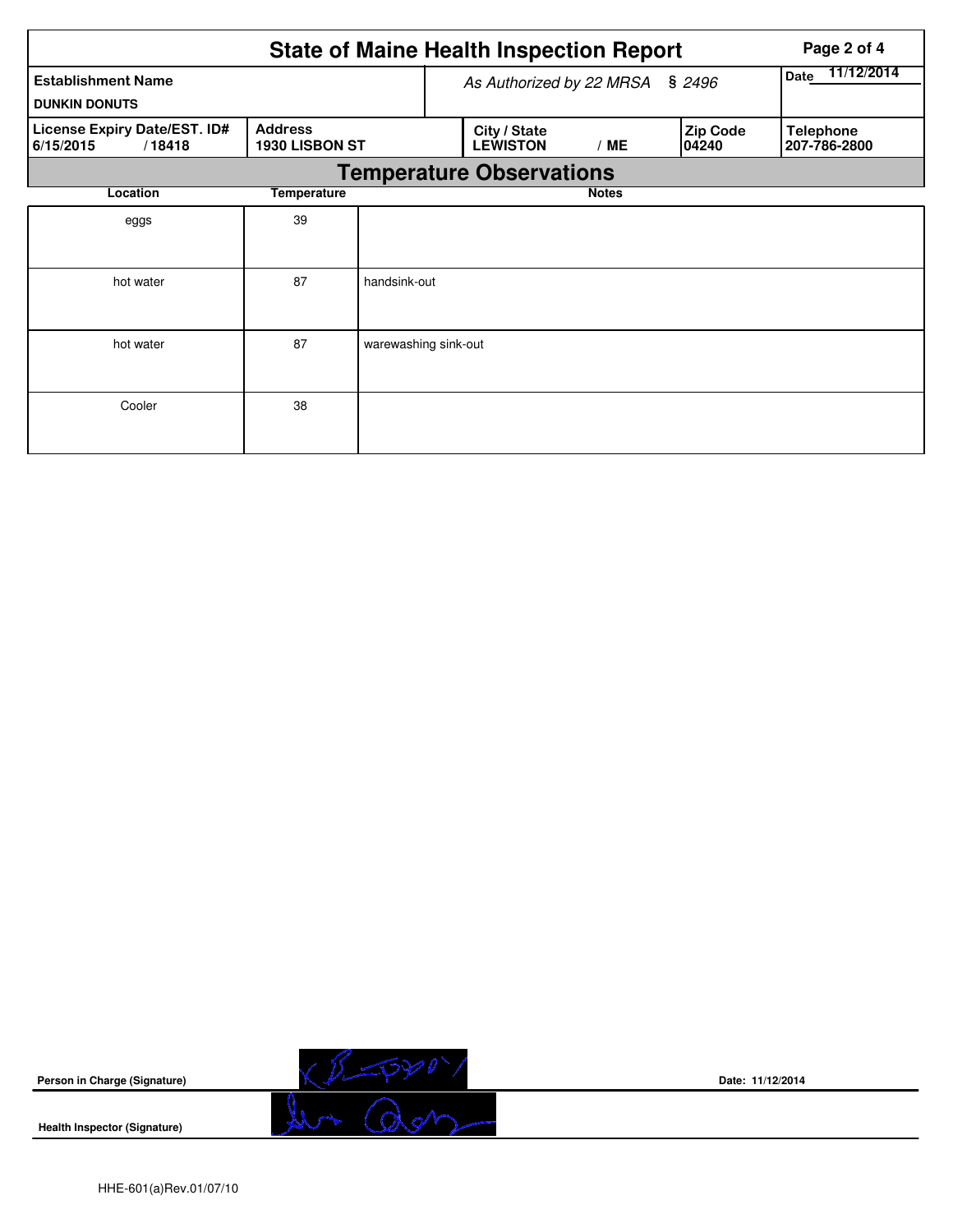# State of Maine Health Inspection Report

| Establishment Name | As Authorized by 22 MRSA § 2496 | | | Date 11/12/2014 |
|---|---|---|---|---|
| DUNKIN DONUTS | | | | |
| License Expiry Date/EST. ID# | Address | City / State | Zip Code | Telephone |
| 6/15/2015 / 18418 | 1930 LISBON ST | LEWISTON / ME | 04240 | 207-786-2800 |

## Temperature Observations

| Location | Temperature | Notes |
|---|---|---|
| eggs | 39 | |
| hot water | 87 | handsink-out |
| hot water | 87 | warewashing sink-out |
| Cooler | 38 | |

**Person in Charge (Signature)** Date: 11/12/2014

**Health Inspector (Signature)**

HHE-601(a)Rev.01/07/10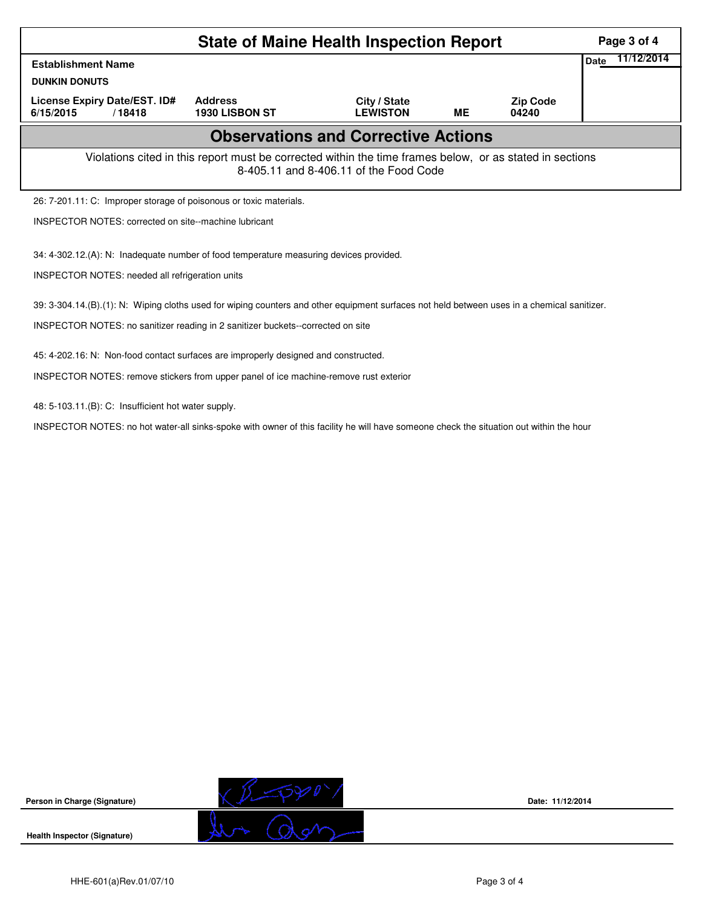# State of Maine Health Inspection Report

| Establishment Name | | | | | Date 11/12/2014 |
|---|---|---|---|---|---|
| DUNKIN DONUTS | | | | | |
| License Expiry Date/EST. ID# | Address | City / State | | Zip Code | |
| 6/15/2015 / 18418 | 1930 LISBON ST | LEWISTON | ME | 04240 | |

## Observations and Corrective Actions

Violations cited in this report must be corrected within the time frames below, or as stated in sections 8-405.11 and 8-406.11 of the Food Code

26: 7-201.11: C: Improper storage of poisonous or toxic materials.

INSPECTOR NOTES: corrected on site--machine lubricant

34: 4-302.12.(A): N: Inadequate number of food temperature measuring devices provided.

INSPECTOR NOTES: needed all refrigeration units

39: 3-304.14.(B).(1): N: Wiping cloths used for wiping counters and other equipment surfaces not held between uses in a chemical sanitizer.

INSPECTOR NOTES: no sanitizer reading in 2 sanitizer buckets--corrected on site

45: 4-202.16: N: Non-food contact surfaces are improperly designed and constructed.

INSPECTOR NOTES: remove stickers from upper panel of ice machine-remove rust exterior

48: 5-103.11.(B): C: Insufficient hot water supply.

INSPECTOR NOTES: no hot water-all sinks-spoke with owner of this facility he will have someone check the situation out within the hour

**Person in Charge (Signature)** Date: 11/12/2014

**Health Inspector (Signature)**

HHE-601(a)Rev.01/07/10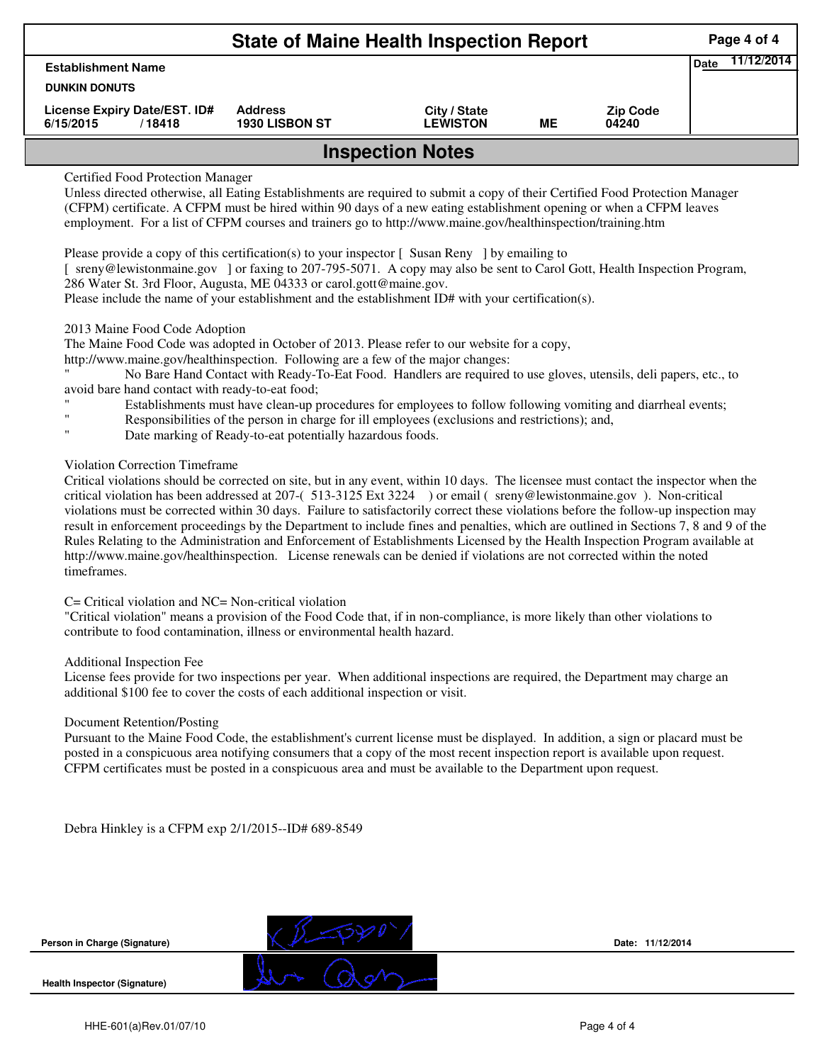# State of Maine Health Inspection Report

| Establishment Name | | | | | Date 11/12/2014 |
|---|---|---|---|---|---|
| DUNKIN DONUTS | | | | | |
| License Expiry Date/EST. ID# | Address | City / State | | Zip Code | |
| 6/15/2015 / 18418 | 1930 LISBON ST | LEWISTON | ME | 04240 | |

## Inspection Notes

Certified Food Protection Manager

Unless directed otherwise, all Eating Establishments are required to submit a copy of their Certified Food Protection Manager (CFPM) certificate. A CFPM must be hired within 90 days of a new eating establishment opening or when a CFPM leaves employment. For a list of CFPM courses and trainers go to http://www.maine.gov/healthinspection/training.htm

Please provide a copy of this certification(s) to your inspector [ Susan Reny ] by emailing to [ sreny@lewistonmaine.gov ] or faxing to 207-795-5071. A copy may also be sent to Carol Gott, Health Inspection Program, 286 Water St. 3rd Floor, Augusta, ME 04333 or carol.gott@maine.gov.

Please include the name of your establishment and the establishment ID# with your certification(s).

2013 Maine Food Code Adoption

The Maine Food Code was adopted in October of 2013. Please refer to our website for a copy, http://www.maine.gov/healthinspection. Following are a few of the major changes:

" No Bare Hand Contact with Ready-To-Eat Food. Handlers are required to use gloves, utensils, deli papers, etc., to avoid bare hand contact with ready-to-eat food;

" Establishments must have clean-up procedures for employees to follow following vomiting and diarrheal events;

" Responsibilities of the person in charge for ill employees (exclusions and restrictions); and,

" Date marking of Ready-to-eat potentially hazardous foods.

Violation Correction Timeframe

Critical violations should be corrected on site, but in any event, within 10 days. The licensee must contact the inspector when the critical violation has been addressed at 207-( 513-3125 Ext 3224 ) or email ( sreny@lewistonmaine.gov ). Non-critical violations must be corrected within 30 days. Failure to satisfactorily correct these violations before the follow-up inspection may result in enforcement proceedings by the Department to include fines and penalties, which are outlined in Sections 7, 8 and 9 of the Rules Relating to the Administration and Enforcement of Establishments Licensed by the Health Inspection Program available at http://www.maine.gov/healthinspection. License renewals can be denied if violations are not corrected within the noted timeframes.

C= Critical violation and NC= Non-critical violation

"Critical violation" means a provision of the Food Code that, if in non-compliance, is more likely than other violations to contribute to food contamination, illness or environmental health hazard.

Additional Inspection Fee

License fees provide for two inspections per year. When additional inspections are required, the Department may charge an additional $100 fee to cover the costs of each additional inspection or visit.

Document Retention/Posting

Pursuant to the Maine Food Code, the establishment's current license must be displayed. In addition, a sign or placard must be posted in a conspicuous area notifying consumers that a copy of the most recent inspection report is available upon request. CFPM certificates must be posted in a conspicuous area and must be available to the Department upon request.

Debra Hinkley is a CFPM exp 2/1/2015--ID# 689-8549

**Person in Charge (Signature)** Date: 11/12/2014

**Health Inspector (Signature)**

HHE-601(a)Rev.01/07/10